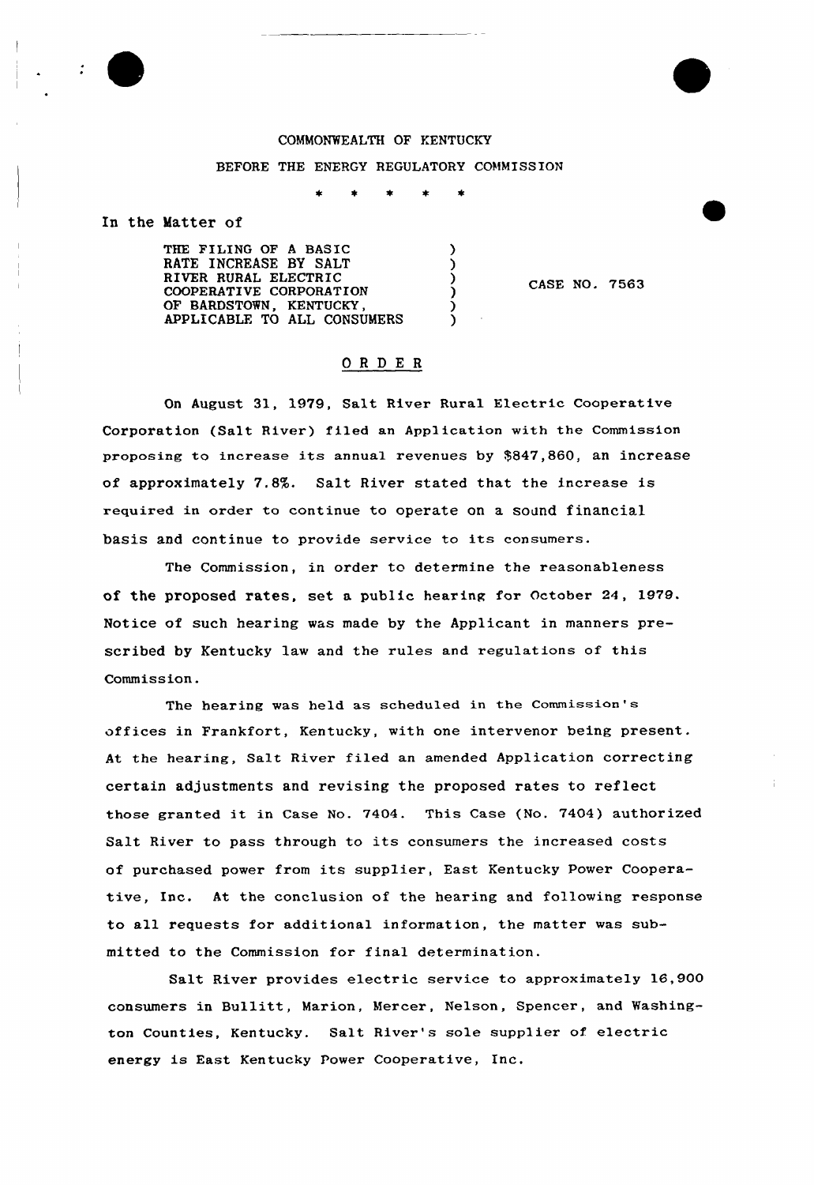COMMONWEALTH OF KENTUCKY

BEFORE THE ENERGY REGULATORY COMMISSION

\* \* \* \* \*

In the Matter of

| | | |
|---|---|---|
| THE FILING OF A BASIC RATE INCREASE BY SALT RIVER RURAL ELECTRIC COOPERATIVE CORPORATION OF BARDSTOWN, KENTUCKY, APPLICABLE TO ALL CONSUMERS | ) | CASE NO. 7563 |

## O R D E R

On August 31, 1979, Salt River Rural Electric Cooperative Corporation (Salt River) filed an Application with the Commission proposing to increase its annual revenues by $847,860, an increase of approximately 7.8%. Salt River stated that the increase is required in order to continue to operate on a sound financial basis and continue to provide service to its consumers.

The Commission, in order to determine the reasonableness of the proposed rates, set a public hearing for October 24, 1979. Notice of such hearing was made by the Applicant in manners prescribed by Kentucky law and the rules and regulations of this Commission.

The hearing was held as scheduled in the Commission's offices in Frankfort, Kentucky, with one intervenor being present. At the hearing, Salt River filed an amended Application correcting certain adjustments and revising the proposed rates to reflect those granted it in Case No. 7404. This Case (No. 7404) authorized Salt River to pass through to its consumers the increased costs of purchased power from its supplier, East Kentucky Power Cooperative, Inc. At the conclusion of the hearing and following response to all requests for additional information, the matter was submitted to the Commission for final determination.

Salt River provides electric service to approximately 16,900 consumers in Bullitt, Marion, Mercer, Nelson, Spencer, and Washington Counties, Kentucky. Salt River's sole supplier of electric energy is East Kentucky Power Cooperative, Inc.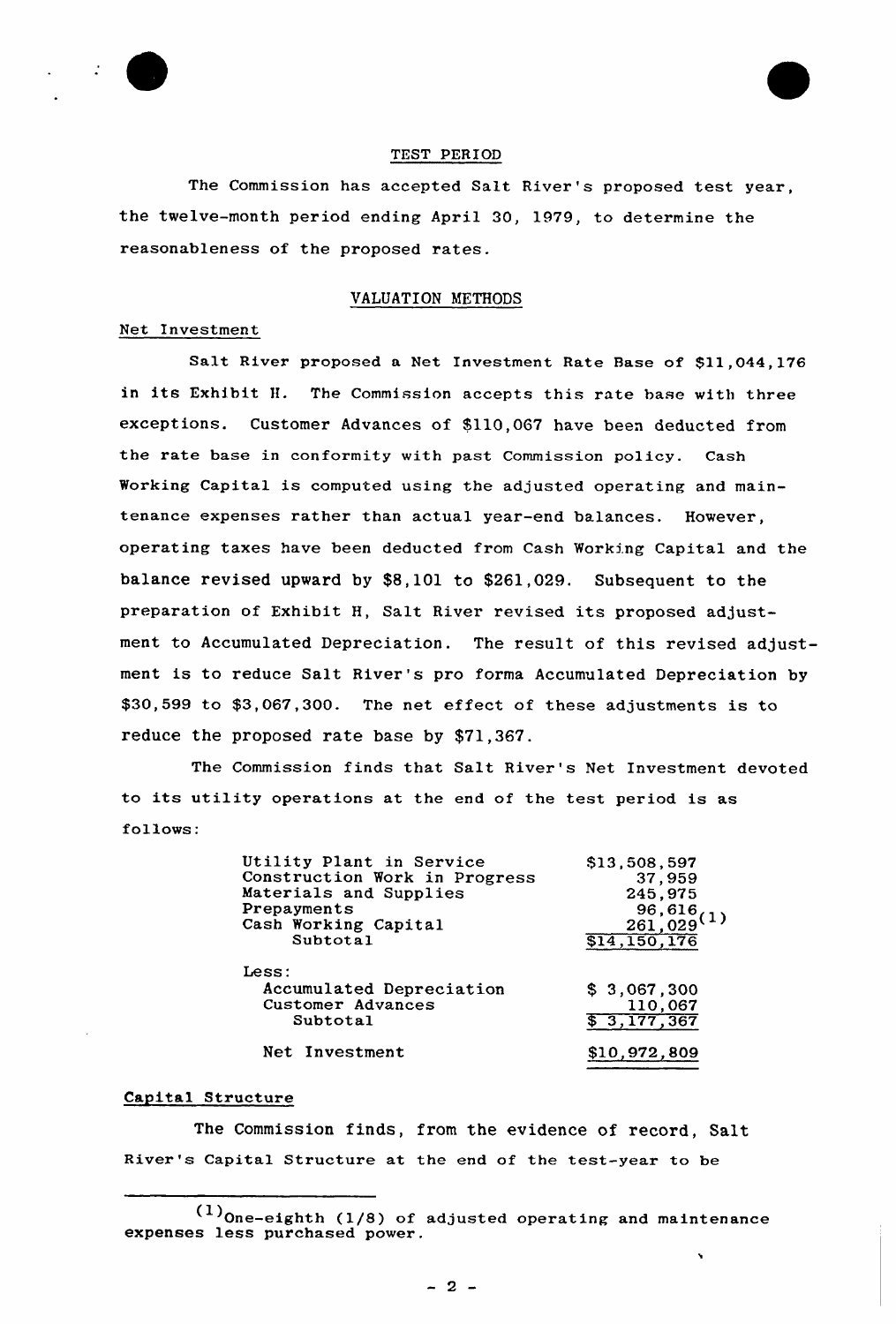## TEST PERIOD

The Commission has accepted Salt River's proposed test year, the twelve-month period ending April 30, 1979, to determine the reasonableness of the proposed rates.

## VALUATION METHODS

### Net Investment

Salt River proposed a Net Investment Rate Base of $11,044,176 in its Exhibit H. The Commission accepts this rate base with three exceptions. Customer Advances of $110,067 have been deducted from the rate base in conformity with past Commission policy. Cash Working Capital is computed using the adjusted operating and maintenance expenses rather than actual year-end balances. However, operating taxes have been deducted from Cash Working Capital and the balance revised upward by $8,101 to $261,029. Subsequent to the preparation of Exhibit H, Salt River revised its proposed adjustment to Accumulated Depreciation. The result of this revised adjustment is to reduce Salt River's pro forma Accumulated Depreciation by $30,599 to $3,067,300. The net effect of these adjustments is to reduce the proposed rate base by $71,367.

The Commission finds that Salt River's Net Investment devoted to its utility operations at the end of the test period is as follows:

| | |
|---|---|
| Utility Plant in Service | $13,508,597 |
| Construction Work in Progress | 37,959 |
| Materials and Supplies | 245,975 |
| Prepayments | 96,616 |
| Cash Working Capital | 261,029[1] |
| Subtotal | $14,150,176 |
| Less: | |
| Accumulated Depreciation | $ 3,067,300 |
| Customer Advances | 110,067 |
| Subtotal | $ 3,177,367 |
| Net Investment | $10,972,809 |

### Capital Structure

The Commission finds, from the evidence of record, Salt River's Capital Structure at the end of the test-year to be

[1] One-eighth (1/8) of adjusted operating and maintenance expenses less purchased power.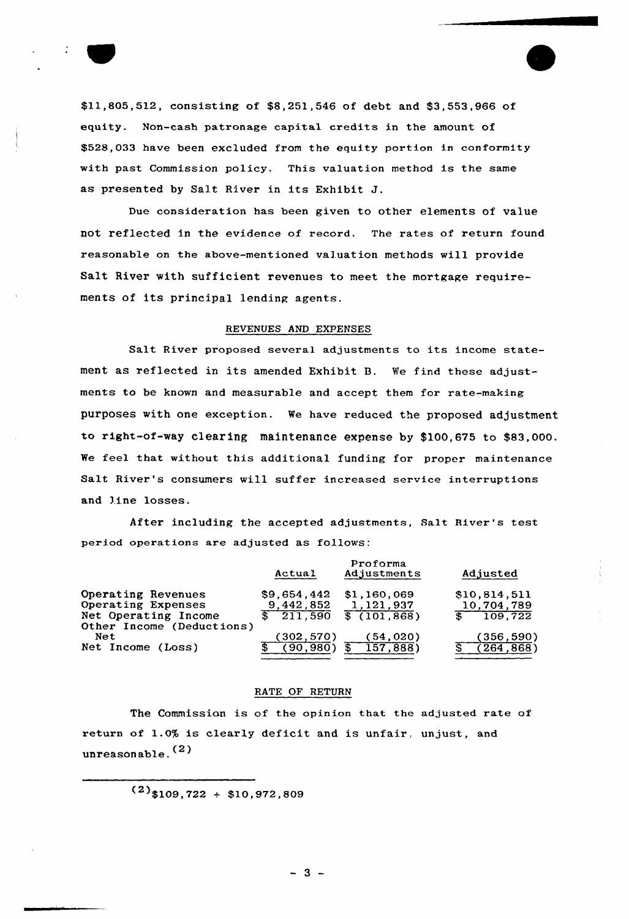$11,805,512, consisting of $8,251,546 of debt and $3,553,966 of equity. Non-cash patronage capital credits in the amount of $528,033 have been excluded from the equity portion in conformity with past Commission policy. This valuation method is the same as presented by Salt River in its Exhibit J.

Due consideration has been given to other elements of value not reflected in the evidence of record. The rates of return found reasonable on the above-mentioned valuation methods will provide Salt River with sufficient revenues to meet the mortgage requirements of its principal lending agents.

## REVENUES AND EXPENSES

Salt River proposed several adjustments to its income statement as reflected in its amended Exhibit B. We find these adjustments to be known and measurable and accept them for rate-making purposes with one exception. We have reduced the proposed adjustment to right-of-way clearing maintenance expense by $100,675 to $83,000. We feel that without this additional funding for proper maintenance Salt River's consumers will suffer increased service interruptions and line losses.

After including the accepted adjustments, Salt River's test period operations are adjusted as follows:

| | Actual | Proforma Adjustments | Adjusted |
|---|---|---|---|
| Operating Revenues | $9,654,442 | $1,160,069 | $10,814,511 |
| Operating Expenses | 9,442,852 | 1,121,937 | 10,704,789 |
| Net Operating Income | $ 211,590 | $ (101,868) | $ 109,722 |
| Other Income (Deductions) Net | (302,570) | (54,020) | (356,590) |
| Net Income (Loss) | $ (90,980) | $ 157,888) | $ (264,868) |

## RATE OF RETURN

The Commission is of the opinion that the adjusted rate of return of 1.0% is clearly deficit and is unfair, unjust, and unreasonable.[2]

---

[2] $109,722 ÷ $10,972,809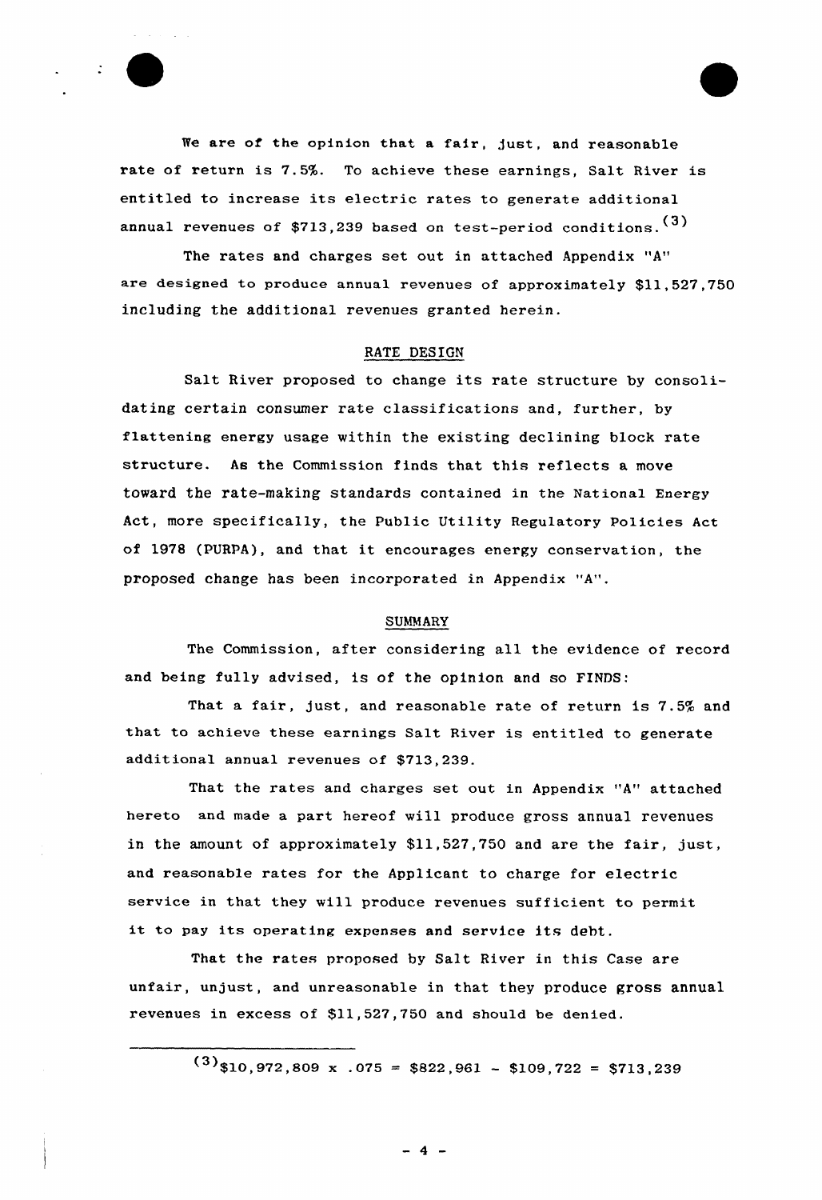We are of the opinion that a fair, just, and reasonable rate of return is 7.5%. To achieve these earnings, Salt River is entitled to increase its electric rates to generate additional annual revenues of $713,239 based on test-period conditions.[3]

The rates and charges set out in attached Appendix "A" are designed to produce annual revenues of approximately $11,527,750 including the additional revenues granted herein.

## RATE DESIGN

Salt River proposed to change its rate structure by consolidating certain consumer rate classifications and, further, by flattening energy usage within the existing declining block rate structure. As the Commission finds that this reflects a move toward the rate-making standards contained in the National Energy Act, more specifically, the Public Utility Regulatory Policies Act of 1978 (PURPA), and that it encourages energy conservation, the proposed change has been incorporated in Appendix "A".

## SUMMARY

The Commission, after considering all the evidence of record and being fully advised, is of the opinion and so FINDS:

That a fair, just, and reasonable rate of return is 7.5% and that to achieve these earnings Salt River is entitled to generate additional annual revenues of $713,239.

That the rates and charges set out in Appendix "A" attached hereto and made a part hereof will produce gross annual revenues in the amount of approximately $11,527,750 and are the fair, just, and reasonable rates for the Applicant to charge for electric service in that they will produce revenues sufficient to permit it to pay its operating expenses and service its debt.

That the rates proposed by Salt River in this Case are unfair, unjust, and unreasonable in that they produce gross annual revenues in excess of $11,527,750 and should be denied.

---

[3] $10,972,809 x .075 = $822,961 - $109,722 = $713,239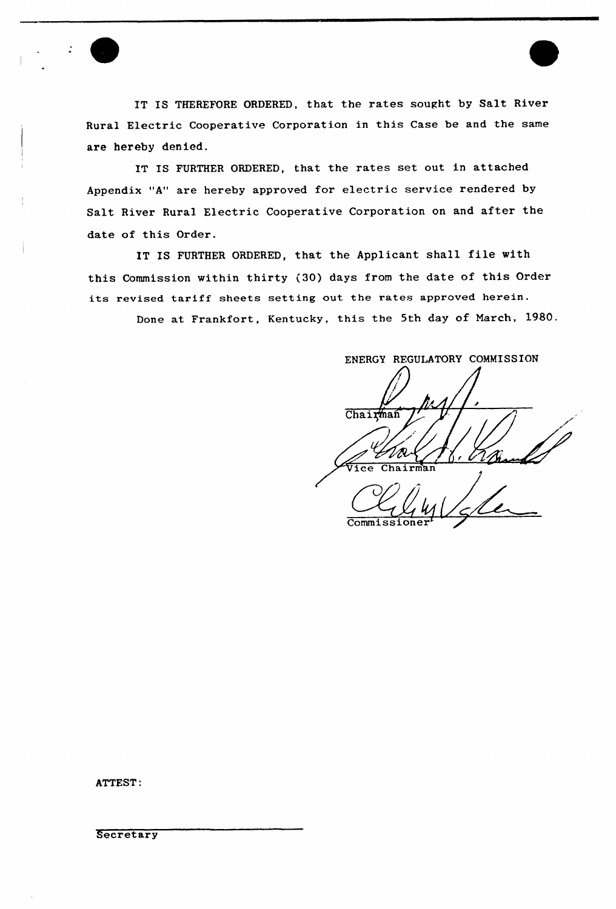IT IS THEREFORE ORDERED, that the rates sought by Salt River Rural Electric Cooperative Corporation in this Case be and the same are hereby denied.

IT IS FURTHER ORDERED, that the rates set out in attached Appendix "A" are hereby approved for electric service rendered by Salt River Rural Electric Cooperative Corporation on and after the date of this Order.

IT IS FURTHER ORDERED, that the Applicant shall file with this Commission within thirty (30) days from the date of this Order its revised tariff sheets setting out the rates approved herein.

Done at Frankfort, Kentucky, this the 5th day of March, 1980.

ENERGY REGULATORY COMMISSION

Chairman

Vice Chairman

Commissioner

ATTEST:

Secretary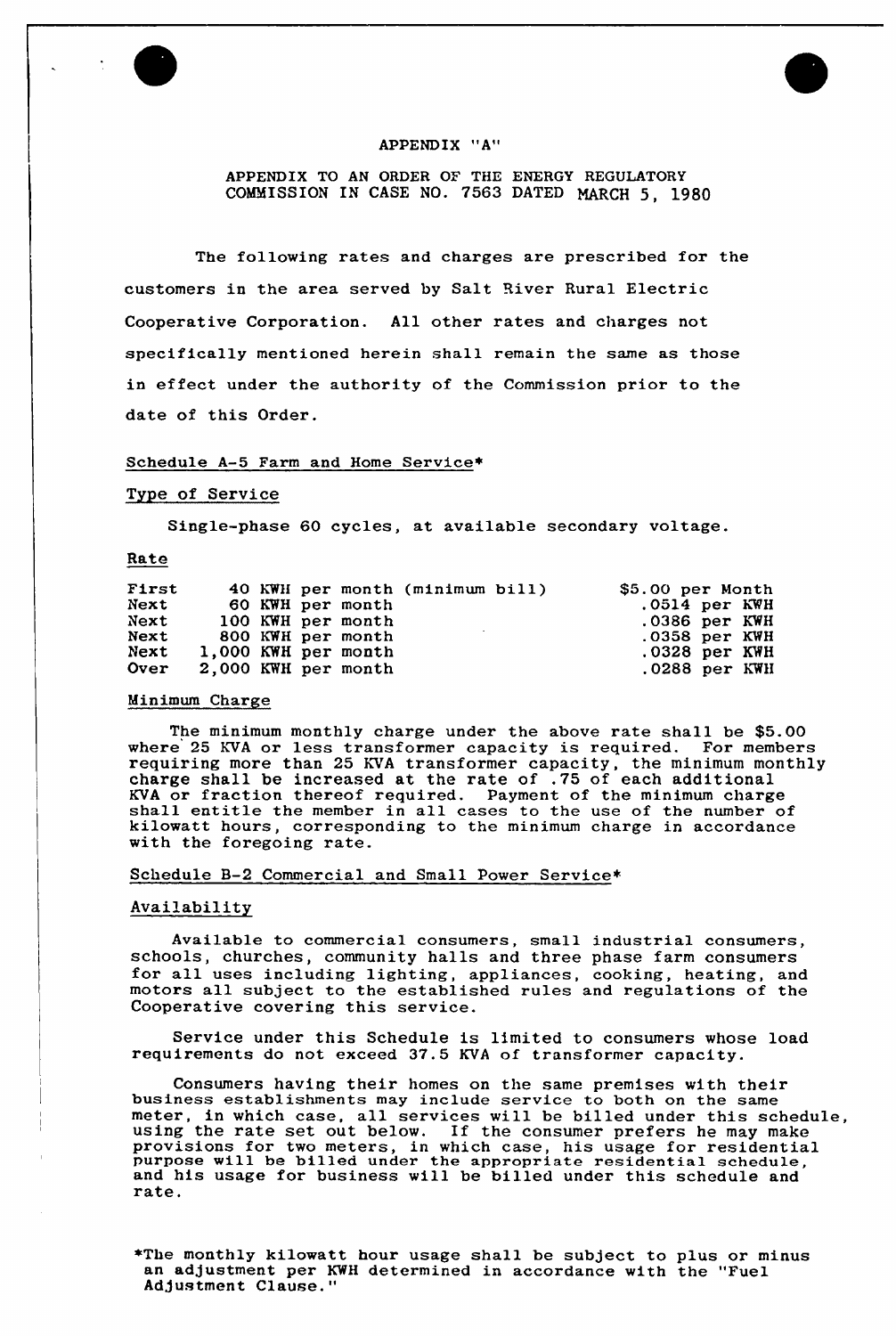APPENDIX "A"

APPENDIX TO AN ORDER OF THE ENERGY REGULATORY COMMISSION IN CASE NO. 7563 DATED MARCH 5, 1980

The following rates and charges are prescribed for the customers in the area served by Salt River Rural Electric Cooperative Corporation. All other rates and charges not specifically mentioned herein shall remain the same as those in effect under the authority of the Commission prior to the date of this Order.

Schedule A-5 Farm and Home Service*

Type of Service

Single-phase 60 cycles, at available secondary voltage.

Rate

| | | |
|---|---|---|
| First | 40 KWH per month (minimum bill) | $5.00 per Month |
| Next | 60 KWH per month | .0514 per KWH |
| Next | 100 KWH per month | .0386 per KWH |
| Next | 800 KWH per month | .0358 per KWH |
| Next | 1,000 KWH per month | .0328 per KWH |
| Over | 2,000 KWH per month | .0288 per KWH |

Minimum Charge

The minimum monthly charge under the above rate shall be $5.00 where 25 KVA or less transformer capacity is required. For members requiring more than 25 KVA transformer capacity, the minimum monthly charge shall be increased at the rate of .75 of each additional KVA or fraction thereof required. Payment of the minimum charge shall entitle the member in all cases to the use of the number of kilowatt hours, corresponding to the minimum charge in accordance with the foregoing rate.

Schedule B-2 Commercial and Small Power Service*

Availability

Available to commercial consumers, small industrial consumers, schools, churches, community halls and three phase farm consumers for all uses including lighting, appliances, cooking, heating, and motors all subject to the established rules and regulations of the Cooperative covering this service.

Service under this Schedule is limited to consumers whose load requirements do not exceed 37.5 KVA of transformer capacity.

Consumers having their homes on the same premises with their business establishments may include service to both on the same meter, in which case, all services will be billed under this schedule, using the rate set out below. If the consumer prefers he may make provisions for two meters, in which case, his usage for residential purpose will be billed under the appropriate residential schedule, and his usage for business will be billed under this schedule and rate.

*The monthly kilowatt hour usage shall be subject to plus or minus an adjustment per KWH determined in accordance with the "Fuel Adjustment Clause."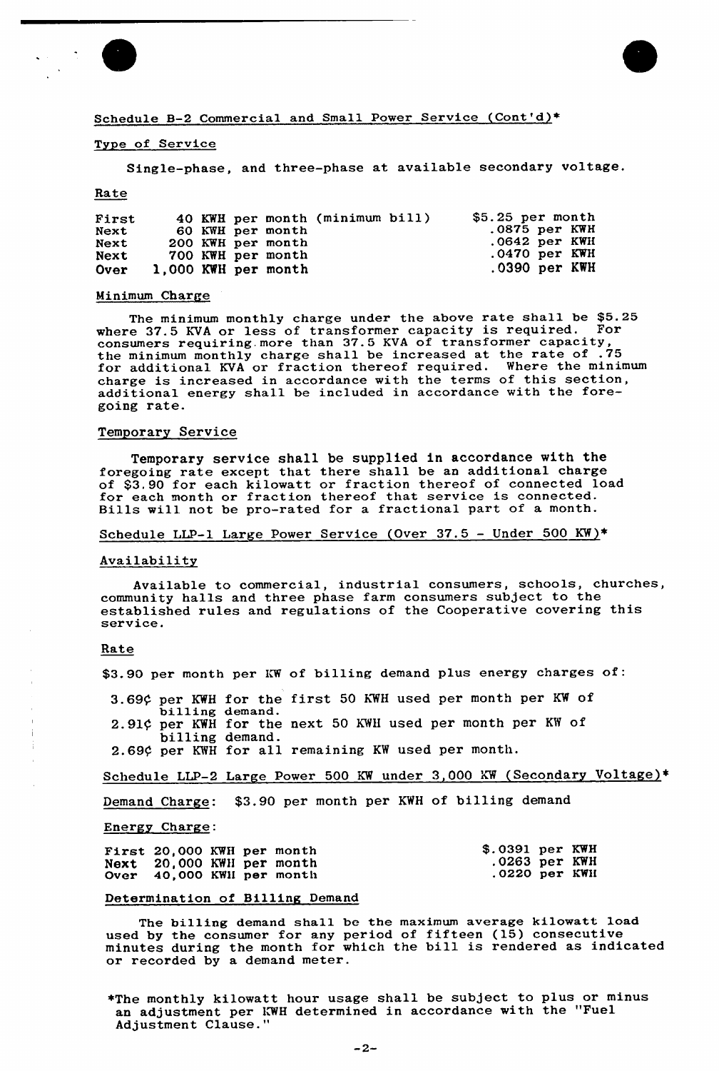Schedule B-2 Commercial and Small Power Service (Cont'd)*

Type of Service

Single-phase, and three-phase at available secondary voltage.

Rate

| | | |
|---|---|---|
| First | 40 KWH per month (minimum bill) | $5.25 per month |
| Next | 60 KWH per month | .0875 per KWH |
| Next | 200 KWH per month | .0642 per KWH |
| Next | 700 KWH per month | .0470 per KWH |
| Over | 1,000 KWH per month | .0390 per KWH |

Minimum Charge

The minimum monthly charge under the above rate shall be $5.25 where 37.5 KVA or less of transformer capacity is required. For consumers requiring more than 37.5 KVA of transformer capacity, the minimum monthly charge shall be increased at the rate of .75 for additional KVA or fraction thereof required. Where the minimum charge is increased in accordance with the terms of this section, additional energy shall be included in accordance with the foregoing rate.

Temporary Service

Temporary service shall be supplied in accordance with the foregoing rate except that there shall be an additional charge of $3.90 for each kilowatt or fraction thereof of connected load for each month or fraction thereof that service is connected. Bills will not be pro-rated for a fractional part of a month.

Schedule LLP-1 Large Power Service (Over 37.5 - Under 500 KW)*

Availability

Available to commercial, industrial consumers, schools, churches, community halls and three phase farm consumers subject to the established rules and regulations of the Cooperative covering this service.

Rate

$3.90 per month per KW of billing demand plus energy charges of:

3.69¢ per KWH for the first 50 KWH used per month per KW of billing demand.
2.91¢ per KWH for the next 50 KWH used per month per KW of billing demand.
2.69¢ per KWH for all remaining KW used per month.

Schedule LLP-2 Large Power 500 KW under 3,000 KW (Secondary Voltage)*

Demand Charge: $3.90 per month per KWH of billing demand

Energy Charge:

| | | |
|---|---|---|
| First | 20,000 KWH per month | $.0391 per KWH |
| Next | 20,000 KWH per month | .0263 per KWH |
| Over | 40,000 KWH per month | .0220 per KWH |

Determination of Billing Demand

The billing demand shall be the maximum average kilowatt load used by the consumer for any period of fifteen (15) consecutive minutes during the month for which the bill is rendered as indicated or recorded by a demand meter.

*The monthly kilowatt hour usage shall be subject to plus or minus an adjustment per KWH determined in accordance with the "Fuel Adjustment Clause."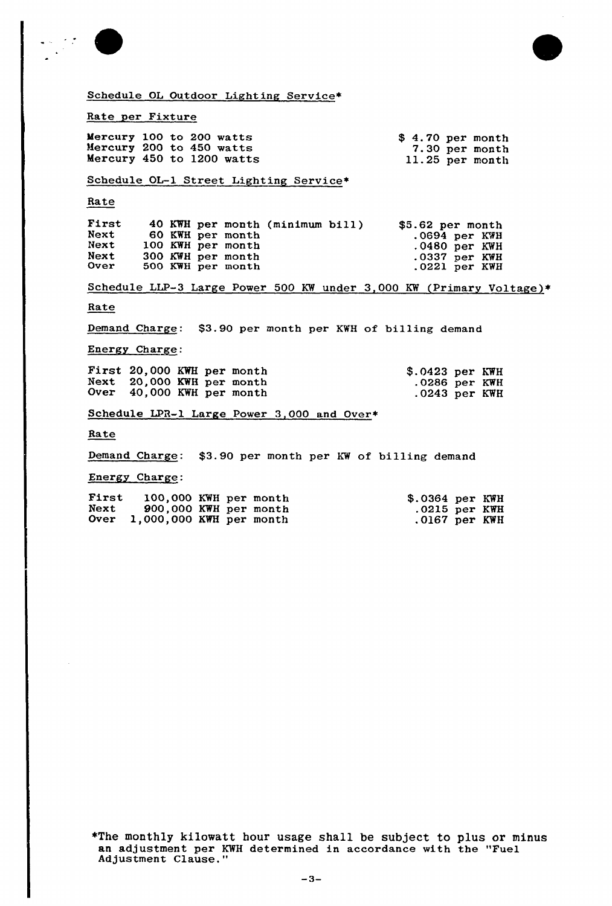Schedule OL Outdoor Lighting Service*

Rate per Fixture

| | |
|---|---|
| Mercury 100 to 200 watts | $ 4.70 per month |
| Mercury 200 to 450 watts | 7.30 per month |
| Mercury 450 to 1200 watts | 11.25 per month |

Schedule OL-1 Street Lighting Service*

Rate

| | | |
|---|---|---|
| First | 40 KWH per month (minimum bill) | $5.62 per month |
| Next | 60 KWH per month | .0694 per KWH |
| Next | 100 KWH per month | .0480 per KWH |
| Next | 300 KWH per month | .0337 per KWH |
| Over | 500 KWH per month | .0221 per KWH |

Schedule LLP-3 Large Power 500 KW under 3,000 KW (Primary Voltage)*

Rate

Demand Charge: $3.90 per month per KWH of billing demand

Energy Charge:

| | | |
|---|---|---|
| First | 20,000 KWH per month | $.0423 per KWH |
| Next | 20,000 KWH per month | .0286 per KWH |
| Over | 40,000 KWH per month | .0243 per KWH |

Schedule LPR-1 Large Power 3,000 and Over*

Rate

Demand Charge: $3.90 per month per KW of billing demand

Energy Charge:

| | | |
|---|---|---|
| First | 100,000 KWH per month | $.0364 per KWH |
| Next | 900,000 KWH per month | .0215 per KWH |
| Over | 1,000,000 KWH per month | .0167 per KWH |

*The monthly kilowatt hour usage shall be subject to plus or minus an adjustment per KWH determined in accordance with the "Fuel Adjustment Clause."